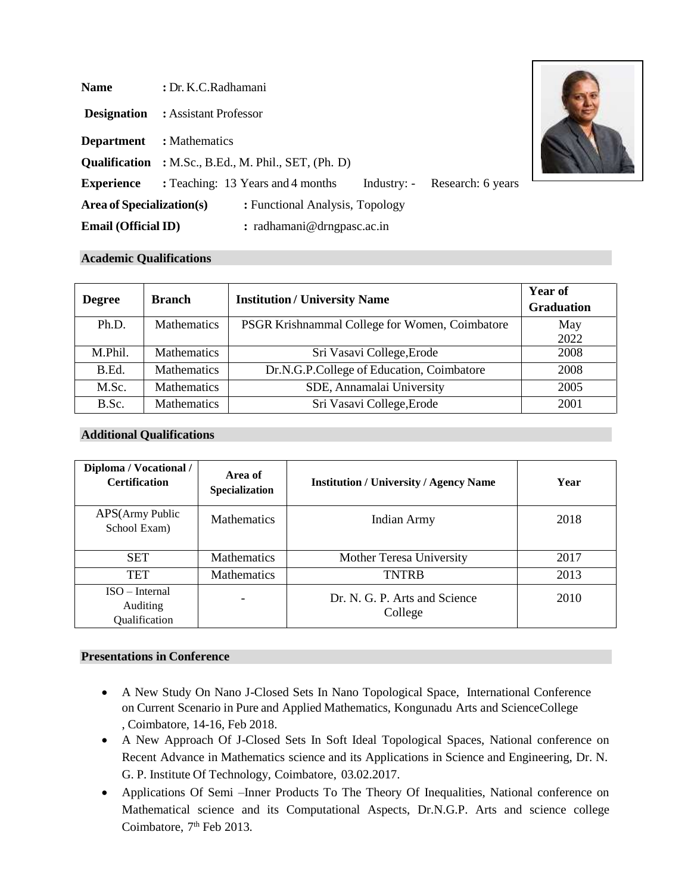**Name** : Dr. K.C.Radhamani

**Designation** : Assistant Professor

**Department** : Mathematics

**Qualification** : M.Sc., B.Ed., M. Phil., SET, (Ph. D)

**Experience** : Teaching: 13 Years and 4 months Industry: - Research: 6 years

**Area of Specialization(s)** : Functional Analysis, Topology

**Email (Official ID)** : radhamani@drngpasc.ac.in

## Academic Qualifications

| Degree | Branch | Institution / University Name | Year of Graduation |
|---|---|---|---|
| Ph.D. | Mathematics | PSGR Krishnammal College for Women, Coimbatore | May 2022 |
| M.Phil. | Mathematics | Sri Vasavi College,Erode | 2008 |
| B.Ed. | Mathematics | Dr.N.G.P.College of Education, Coimbatore | 2008 |
| M.Sc. | Mathematics | SDE, Annamalai University | 2005 |
| B.Sc. | Mathematics | Sri Vasavi College,Erode | 2001 |

## Additional Qualifications

| Diploma / Vocational / Certification | Area of Specialization | Institution / University / Agency Name | Year |
|---|---|---|---|
| APS(Army Public School Exam) | Mathematics | Indian Army | 2018 |
| SET | Mathematics | Mother Teresa University | 2017 |
| TET | Mathematics | TNTRB | 2013 |
| ISO – Internal Auditing Qualification | - | Dr. N. G. P. Arts and Science College | 2010 |

## Presentations in Conference

- A New Study On Nano J-Closed Sets In Nano Topological Space, International Conference on Current Scenario in Pure and Applied Mathematics, Kongunadu Arts and ScienceCollege , Coimbatore, 14-16, Feb 2018.
- A New Approach Of J-Closed Sets In Soft Ideal Topological Spaces, National conference on Recent Advance in Mathematics science and its Applications in Science and Engineering, Dr. N. G. P. Institute Of Technology, Coimbatore, 03.02.2017.
- Applications Of Semi –Inner Products To The Theory Of Inequalities, National conference on Mathematical science and its Computational Aspects, Dr.N.G.P. Arts and science college Coimbatore, 7th Feb 2013.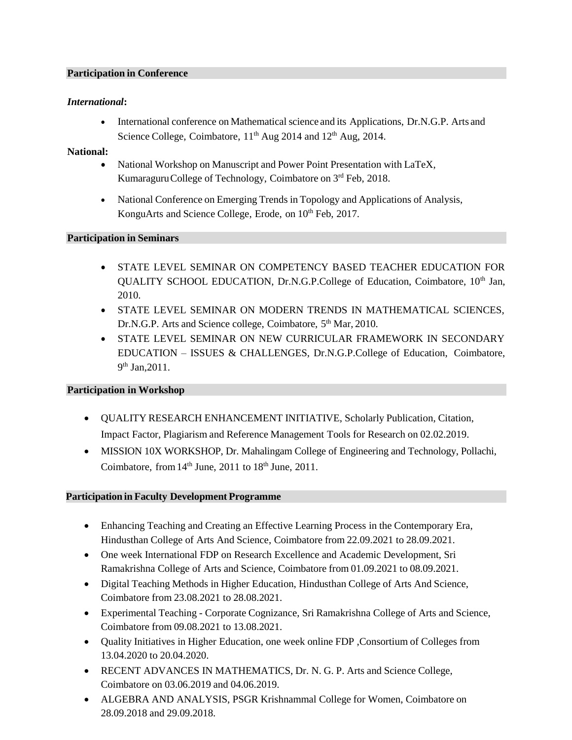## Participation in Conference

***International*:**

- International conference on Mathematical science and its Applications, Dr.N.G.P. Arts and Science College, Coimbatore, 11th Aug 2014 and 12th Aug, 2014.

**National:**

- National Workshop on Manuscript and Power Point Presentation with LaTeX, Kumaraguru College of Technology, Coimbatore on 3rd Feb, 2018.
- National Conference on Emerging Trends in Topology and Applications of Analysis, KonguArts and Science College, Erode, on 10th Feb, 2017.

## Participation in Seminars

- STATE LEVEL SEMINAR ON COMPETENCY BASED TEACHER EDUCATION FOR QUALITY SCHOOL EDUCATION, Dr.N.G.P.College of Education, Coimbatore, 10th Jan, 2010.
- STATE LEVEL SEMINAR ON MODERN TRENDS IN MATHEMATICAL SCIENCES, Dr.N.G.P. Arts and Science college, Coimbatore, 5th Mar, 2010.
- STATE LEVEL SEMINAR ON NEW CURRICULAR FRAMEWORK IN SECONDARY EDUCATION – ISSUES & CHALLENGES, Dr.N.G.P.College of Education, Coimbatore, 9th Jan,2011.

## Participation in Workshop

- QUALITY RESEARCH ENHANCEMENT INITIATIVE, Scholarly Publication, Citation, Impact Factor, Plagiarism and Reference Management Tools for Research on 02.02.2019.
- MISSION 10X WORKSHOP, Dr. Mahalingam College of Engineering and Technology, Pollachi, Coimbatore, from 14th June, 2011 to 18th June, 2011.

## Participation in Faculty Development Programme

- Enhancing Teaching and Creating an Effective Learning Process in the Contemporary Era, Hindusthan College of Arts And Science, Coimbatore from 22.09.2021 to 28.09.2021.
- One week International FDP on Research Excellence and Academic Development, Sri Ramakrishna College of Arts and Science, Coimbatore from 01.09.2021 to 08.09.2021.
- Digital Teaching Methods in Higher Education, Hindusthan College of Arts And Science, Coimbatore from 23.08.2021 to 28.08.2021.
- Experimental Teaching - Corporate Cognizance, Sri Ramakrishna College of Arts and Science, Coimbatore from 09.08.2021 to 13.08.2021.
- Quality Initiatives in Higher Education, one week online FDP ,Consortium of Colleges from 13.04.2020 to 20.04.2020.
- RECENT ADVANCES IN MATHEMATICS, Dr. N. G. P. Arts and Science College, Coimbatore on 03.06.2019 and 04.06.2019.
- ALGEBRA AND ANALYSIS, PSGR Krishnammal College for Women, Coimbatore on 28.09.2018 and 29.09.2018.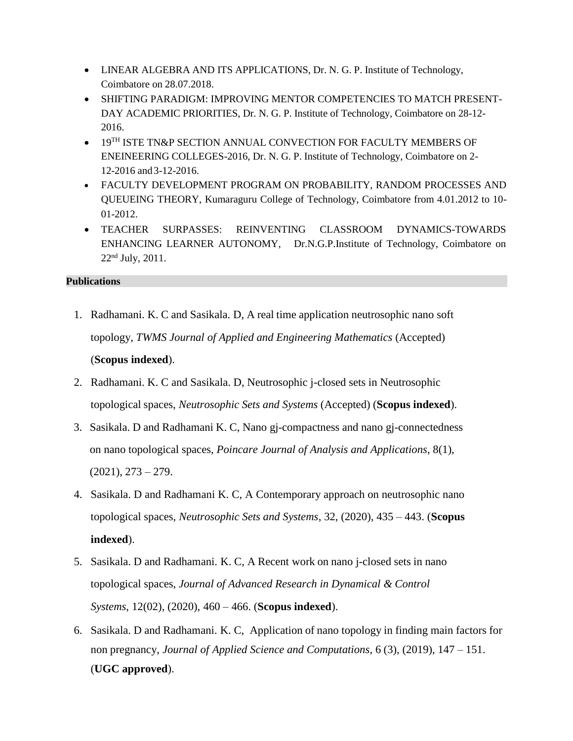- LINEAR ALGEBRA AND ITS APPLICATIONS, Dr. N. G. P. Institute of Technology, Coimbatore on 28.07.2018.
- SHIFTING PARADIGM: IMPROVING MENTOR COMPETENCIES TO MATCH PRESENT-DAY ACADEMIC PRIORITIES, Dr. N. G. P. Institute of Technology, Coimbatore on 28-12-2016.
- $19^{TH}$ ISTE TN&P SECTION ANNUAL CONVECTION FOR FACULTY MEMBERS OF ENEINEERING COLLEGES-2016, Dr. N. G. P. Institute of Technology, Coimbatore on 2-12-2016 and 3-12-2016.
- FACULTY DEVELOPMENT PROGRAM ON PROBABILITY, RANDOM PROCESSES AND QUEUEING THEORY, Kumaraguru College of Technology, Coimbatore from 4.01.2012 to 10-01-2012.
- TEACHER SURPASSES: REINVENTING CLASSROOM DYNAMICS-TOWARDS ENHANCING LEARNER AUTONOMY, Dr.N.G.P.Institute of Technology, Coimbatore on $22^{nd}$ July, 2011.

**Publications**

1. Radhamani. K. C and Sasikala. D, A real time application neutrosophic nano soft topology, *TWMS Journal of Applied and Engineering Mathematics* (Accepted) (**Scopus indexed**).
2. Radhamani. K. C and Sasikala. D, Neutrosophic j-closed sets in Neutrosophic topological spaces, *Neutrosophic Sets and Systems* (Accepted) (**Scopus indexed**).
3. Sasikala. D and Radhamani K. C, Nano gj-compactness and nano gj-connectedness on nano topological spaces, *Poincare Journal of Analysis and Applications*, 8(1), (2021), 273 – 279.
4. Sasikala. D and Radhamani K. C, A Contemporary approach on neutrosophic nano topological spaces, *Neutrosophic Sets and Systems*, 32, (2020), 435 – 443. (**Scopus indexed**).
5. Sasikala. D and Radhamani. K. C, A Recent work on nano j-closed sets in nano topological spaces, *Journal of Advanced Research in Dynamical & Control Systems*, 12(02), (2020), 460 – 466. (**Scopus indexed**).
6. Sasikala. D and Radhamani. K. C, Application of nano topology in finding main factors for non pregnancy, *Journal of Applied Science and Computations*, 6 (3), (2019), 147 – 151. (**UGC approved**).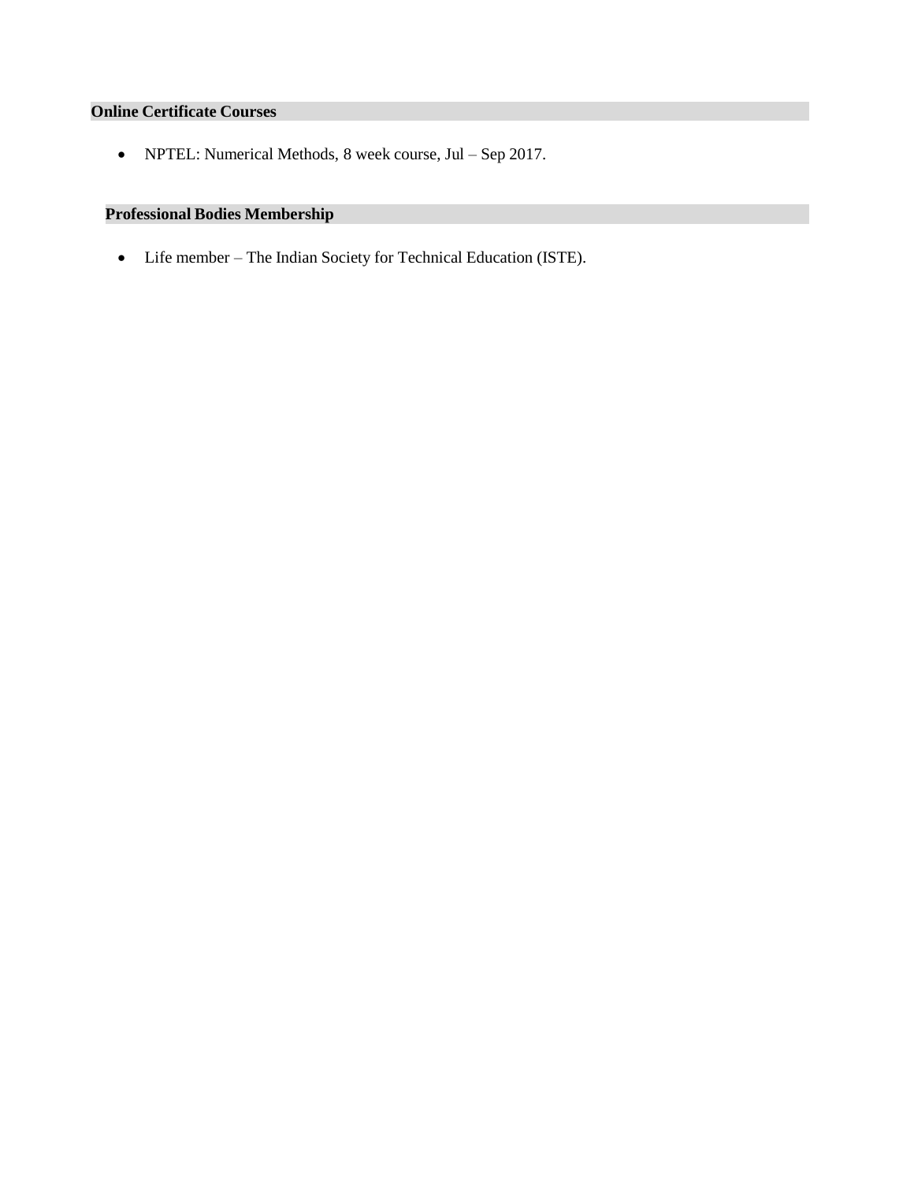## Online Certificate Courses

- NPTEL: Numerical Methods, 8 week course, Jul – Sep 2017.

## Professional Bodies Membership

- Life member – The Indian Society for Technical Education (ISTE).